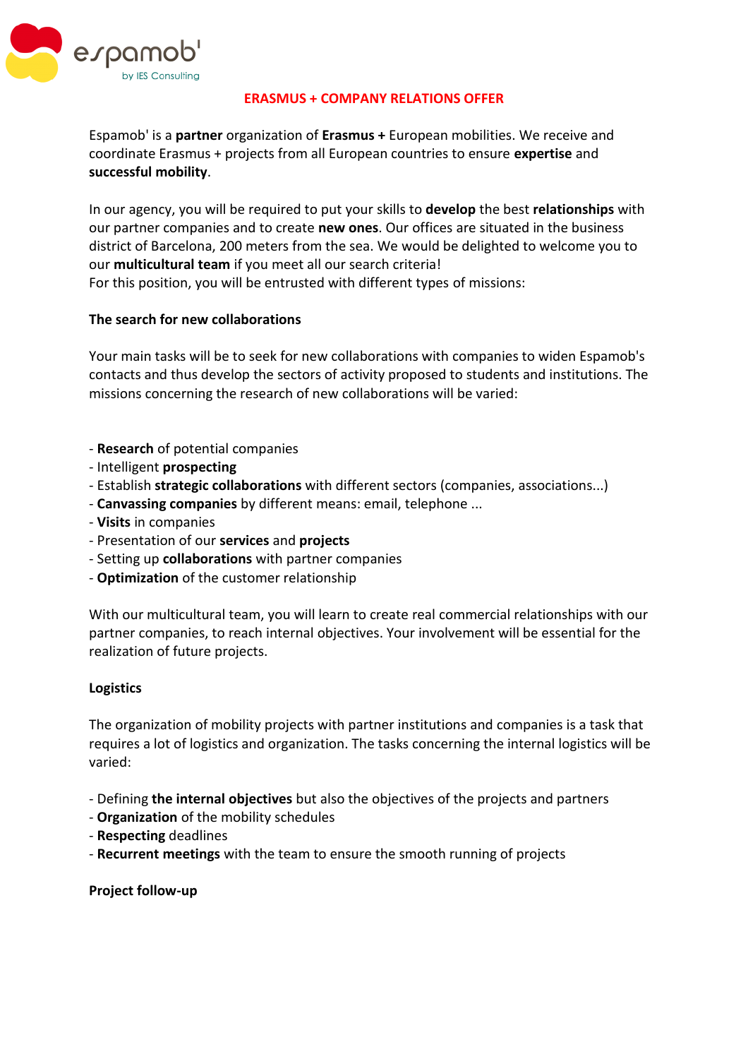espamob'
by IES Consulting

# ERASMUS + COMPANY RELATIONS OFFER

Espamob' is a **partner** organization of **Erasmus +** European mobilities. We receive and coordinate Erasmus + projects from all European countries to ensure **expertise** and **successful mobility**.

In our agency, you will be required to put your skills to **develop** the best **relationships** with our partner companies and to create **new ones**. Our offices are situated in the business district of Barcelona, 200 meters from the sea. We would be delighted to welcome you to our **multicultural team** if you meet all our search criteria!
For this position, you will be entrusted with different types of missions:

**The search for new collaborations**

Your main tasks will be to seek for new collaborations with companies to widen Espamob's contacts and thus develop the sectors of activity proposed to students and institutions. The missions concerning the research of new collaborations will be varied:

- **Research** of potential companies
- Intelligent **prospecting**
- Establish **strategic collaborations** with different sectors (companies, associations...)
- **Canvassing companies** by different means: email, telephone ...
- **Visits** in companies
- Presentation of our **services** and **projects**
- Setting up **collaborations** with partner companies
- **Optimization** of the customer relationship

With our multicultural team, you will learn to create real commercial relationships with our partner companies, to reach internal objectives. Your involvement will be essential for the realization of future projects.

**Logistics**

The organization of mobility projects with partner institutions and companies is a task that requires a lot of logistics and organization. The tasks concerning the internal logistics will be varied:

- Defining **the internal objectives** but also the objectives of the projects and partners
- **Organization** of the mobility schedules
- **Respecting** deadlines
- **Recurrent meetings** with the team to ensure the smooth running of projects

**Project follow-up**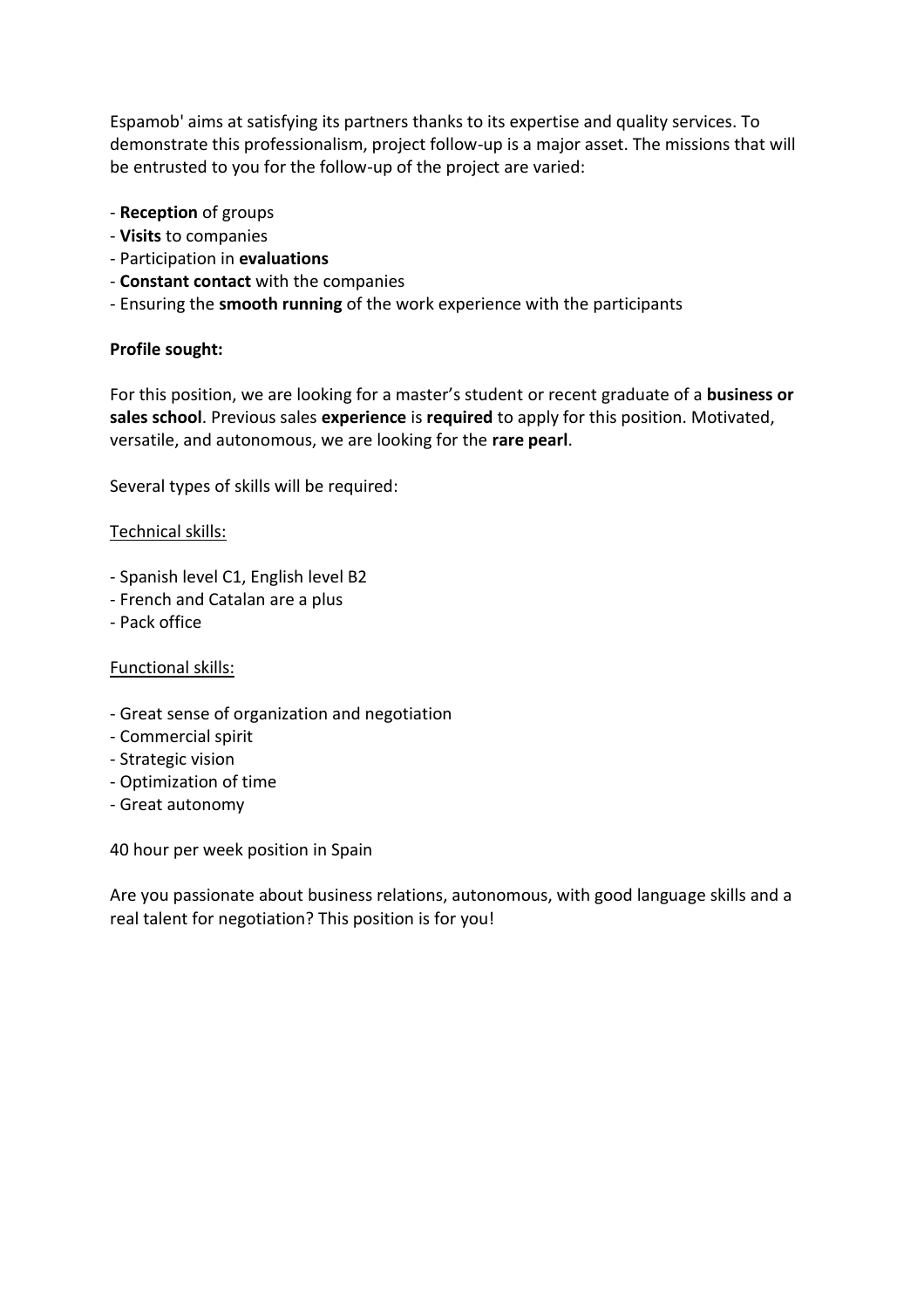Espamob' aims at satisfying its partners thanks to its expertise and quality services. To demonstrate this professionalism, project follow-up is a major asset. The missions that will be entrusted to you for the follow-up of the project are varied:

- **Reception** of groups
- **Visits** to companies
- Participation in **evaluations**
- **Constant contact** with the companies
- Ensuring the **smooth running** of the work experience with the participants

**Profile sought:**

For this position, we are looking for a master's student or recent graduate of a **business or sales school**. Previous sales **experience** is **required** to apply for this position. Motivated, versatile, and autonomous, we are looking for the **rare pearl**.

Several types of skills will be required:

<u>Technical skills:</u>

- Spanish level C1, English level B2
- French and Catalan are a plus
- Pack office

<u>Functional skills:</u>

- Great sense of organization and negotiation
- Commercial spirit
- Strategic vision
- Optimization of time
- Great autonomy

40 hour per week position in Spain

Are you passionate about business relations, autonomous, with good language skills and a real talent for negotiation? This position is for you!